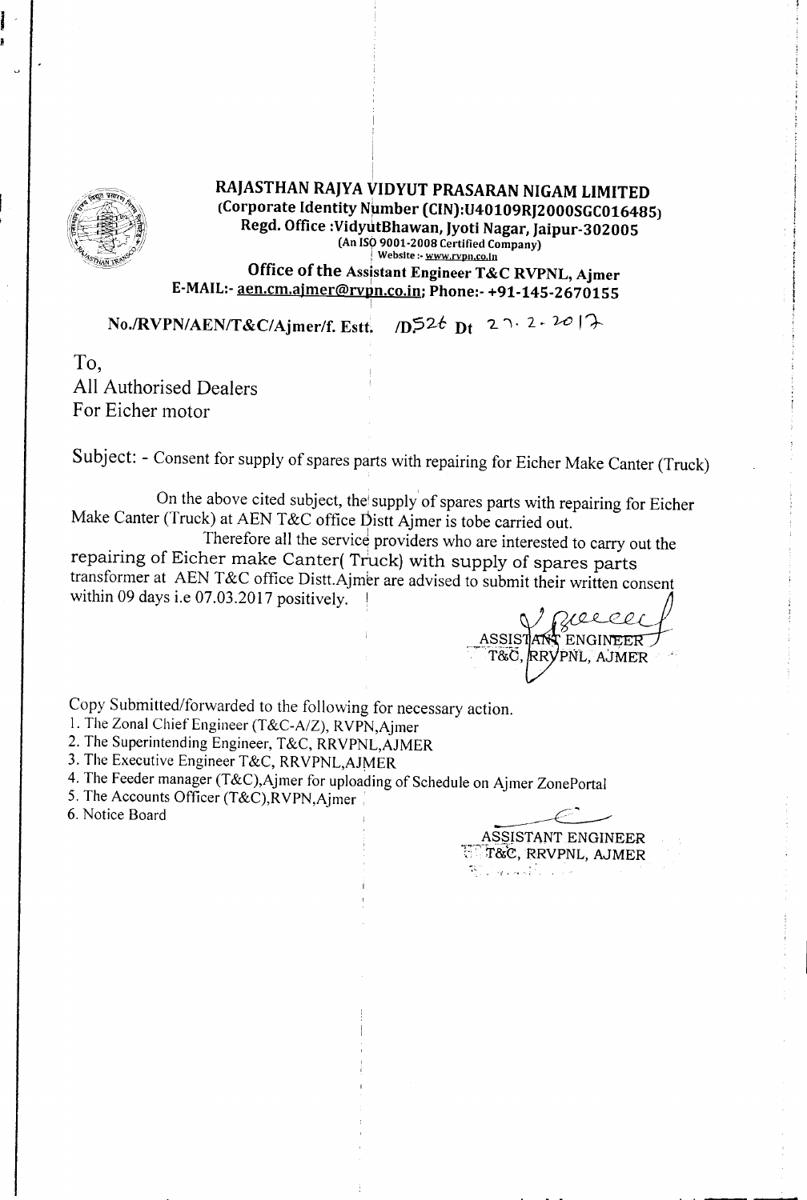# RAJASTHAN RAJYA VIDYUT PRASARAN NIGAM LIMITED

**(Corporate Identity Number (CIN):U40109RJ2000SGC016485)**

**Regd. Office :VidyutBhawan, Jyoti Nagar, Jaipur-302005**

**(An ISO 9001-2008 Certified Company)**

**Website :- www.rvpn.co.in**

**Office of the Assistant Engineer T&C RVPNL, Ajmer**

**E-MAIL:- aen.cm.ajmer@rvpn.co.in; Phone:- +91-145-2670155**

**No./RVPN/AEN/T&C/Ajmer/f. Estt. /D526 Dt 27.2.2017**

To,
All Authorised Dealers
For Eicher motor

Subject: - Consent for supply of spares parts with repairing for Eicher Make Canter (Truck)

On the above cited subject, the supply of spares parts with repairing for Eicher Make Canter (Truck) at AEN T&C office Distt Ajmer is tobe carried out.

Therefore all the service providers who are interested to carry out the repairing of Eicher make Canter( Truck) with supply of spares parts transformer at AEN T&C office Distt.Ajmer are advised to submit their written consent within 09 days i.e 07.03.2017 positively.

ASSISTANT ENGINEER
T&C, RRVPNL, AJMER

Copy Submitted/forwarded to the following for necessary action.

1. The Zonal Chief Engineer (T&C-A/Z), RVPN,Ajmer
2. The Superintending Engineer, T&C, RRVPNL,AJMER
3. The Executive Engineer T&C, RRVPNL,AJMER
4. The Feeder manager (T&C),Ajmer for uploading of Schedule on Ajmer ZonePortal
5. The Accounts Officer (T&C),RVPN,Ajmer
6. Notice Board

ASSISTANT ENGINEER
T&C, RRVPNL, AJMER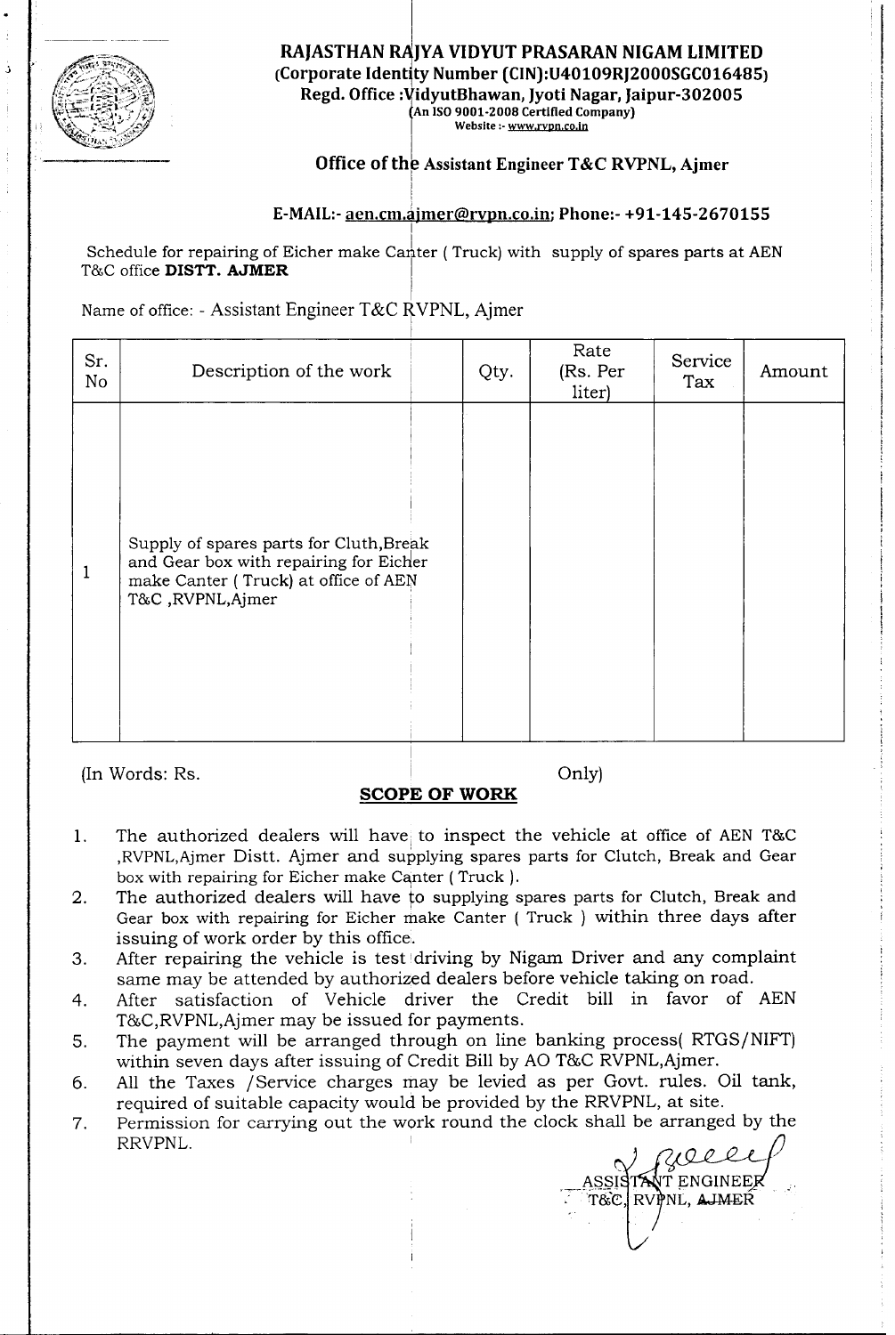# RAJASTHAN RAJYA VIDYUT PRASARAN NIGAM LIMITED

**(Corporate Identity Number (CIN):U40109RJ2000SGC016485)**

**Regd. Office :VidyutBhawan, Jyoti Nagar, Jaipur-302005**

**(An ISO 9001-2008 Certified Company)**

**Website :- www.rvpn.co.in**

## Office of the Assistant Engineer T&C RVPNL, Ajmer

**E-MAIL:- aen.cm.ajmer@rvpn.co.in; Phone:- +91-145-2670155**

Schedule for repairing of Eicher make Canter ( Truck) with supply of spares parts at AEN T&C office **DISTT. AJMER**

Name of office: - Assistant Engineer T&C RVPNL, Ajmer

| Sr. No | Description of the work | Qty. | Rate (Rs. Per liter) | Service Tax | Amount |
|---|---|---|---|---|---|
| 1 | Supply of spares parts for Cluth,Break and Gear box with repairing for Eicher make Canter ( Truck) at office of AEN T&C ,RVPNL,Ajmer | | | | |

(In Words: Rs. Only)

## SCOPE OF WORK

1. The authorized dealers will have to inspect the vehicle at office of AEN T&C ,RVPNL,Ajmer Distt. Ajmer and supplying spares parts for Clutch, Break and Gear box with repairing for Eicher make Canter ( Truck ).
2. The authorized dealers will have to supplying spares parts for Clutch, Break and Gear box with repairing for Eicher make Canter ( Truck ) within three days after issuing of work order by this office.
3. After repairing the vehicle is test driving by Nigam Driver and any complaint same may be attended by authorized dealers before vehicle taking on road.
4. After satisfaction of Vehicle driver the Credit bill in favor of AEN T&C,RVPNL,Ajmer may be issued for payments.
5. The payment will be arranged through on line banking process( RTGS/NIFT) within seven days after issuing of Credit Bill by AO T&C RVPNL,Ajmer.
6. All the Taxes /Service charges may be levied as per Govt. rules. Oil tank, required of suitable capacity would be provided by the RRVPNL, at site.
7. Permission for carrying out the work round the clock shall be arranged by the RRVPNL.

ASSISTANT ENGINEER
T&C, RVPNL, AJMER